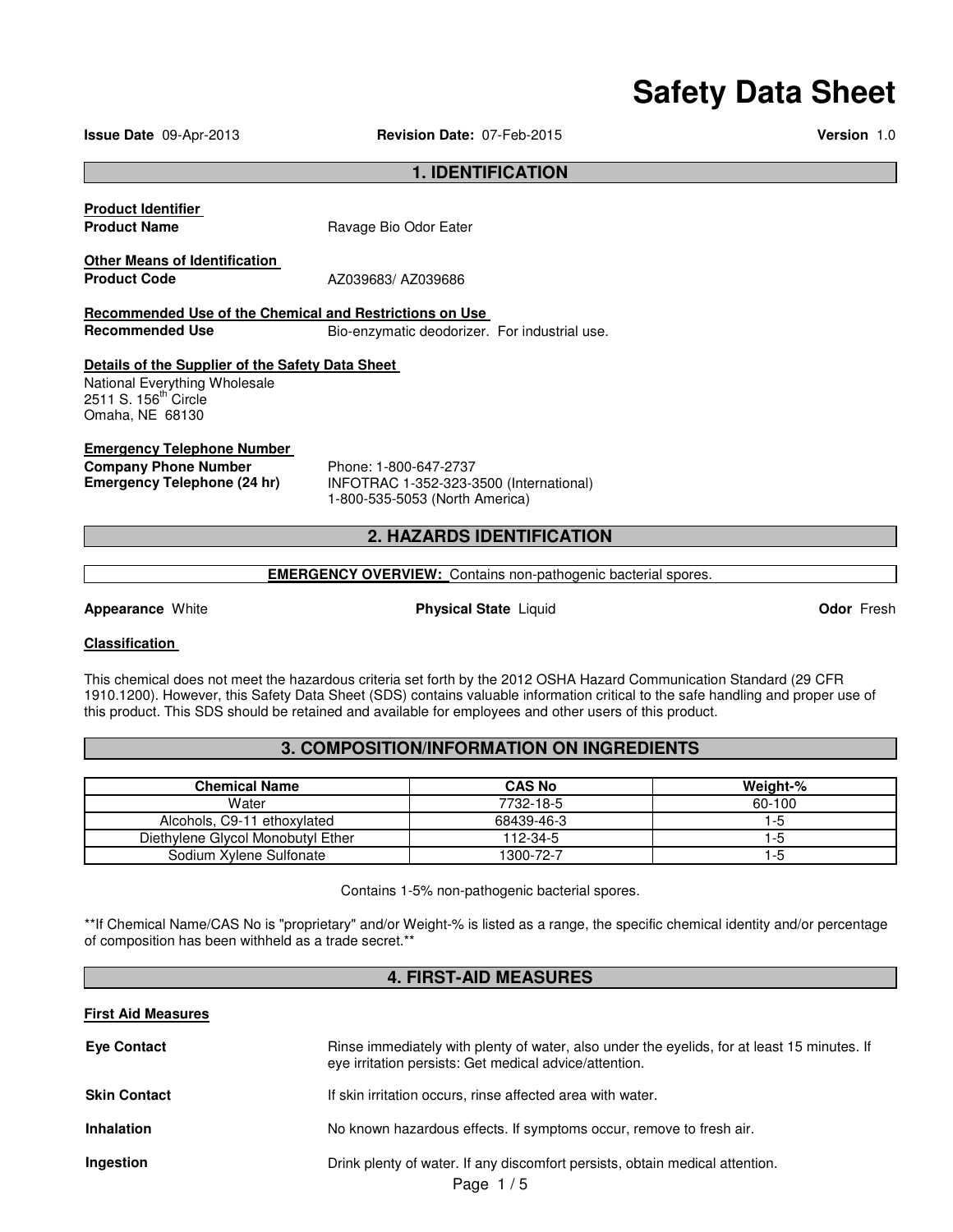# Safety Data Sheet

**Issue Date** 09-Apr-2013 **Revision Date:** 07-Feb-2015 **Version** 1.0

## 1. IDENTIFICATION

**Product Identifier**

**Product Name** Ravage Bio Odor Eater

**Other Means of Identification**

**Product Code** AZ039683/ AZ039686

**Recommended Use of the Chemical and Restrictions on Use**

**Recommended Use** Bio-enzymatic deodorizer. For industrial use.

**Details of the Supplier of the Safety Data Sheet**

National Everything Wholesale
2511 S. 156th Circle
Omaha, NE 68130

**Emergency Telephone Number**

**Company Phone Number** Phone: 1-800-647-2737

**Emergency Telephone (24 hr)** INFOTRAC 1-352-323-3500 (International)
1-800-535-5053 (North America)

## 2. HAZARDS IDENTIFICATION

**EMERGENCY OVERVIEW:** Contains non-pathogenic bacterial spores.

**Appearance** White **Physical State** Liquid **Odor** Fresh

**Classification**

This chemical does not meet the hazardous criteria set forth by the 2012 OSHA Hazard Communication Standard (29 CFR 1910.1200). However, this Safety Data Sheet (SDS) contains valuable information critical to the safe handling and proper use of this product. This SDS should be retained and available for employees and other users of this product.

## 3. COMPOSITION/INFORMATION ON INGREDIENTS

| Chemical Name | CAS No | Weight-% |
|---|---|---|
| Water | 7732-18-5 | 60-100 |
| Alcohols, C9-11 ethoxylated | 68439-46-3 | 1-5 |
| Diethylene Glycol Monobutyl Ether | 112-34-5 | 1-5 |
| Sodium Xylene Sulfonate | 1300-72-7 | 1-5 |

Contains 1-5% non-pathogenic bacterial spores.

**If Chemical Name/CAS No is "proprietary" and/or Weight-% is listed as a range, the specific chemical identity and/or percentage of composition has been withheld as a trade secret.**

## 4. FIRST-AID MEASURES

**First Aid Measures**

**Eye Contact** Rinse immediately with plenty of water, also under the eyelids, for at least 15 minutes. If eye irritation persists: Get medical advice/attention.

**Skin Contact** If skin irritation occurs, rinse affected area with water.

**Inhalation** No known hazardous effects. If symptoms occur, remove to fresh air.

**Ingestion** Drink plenty of water. If any discomfort persists, obtain medical attention.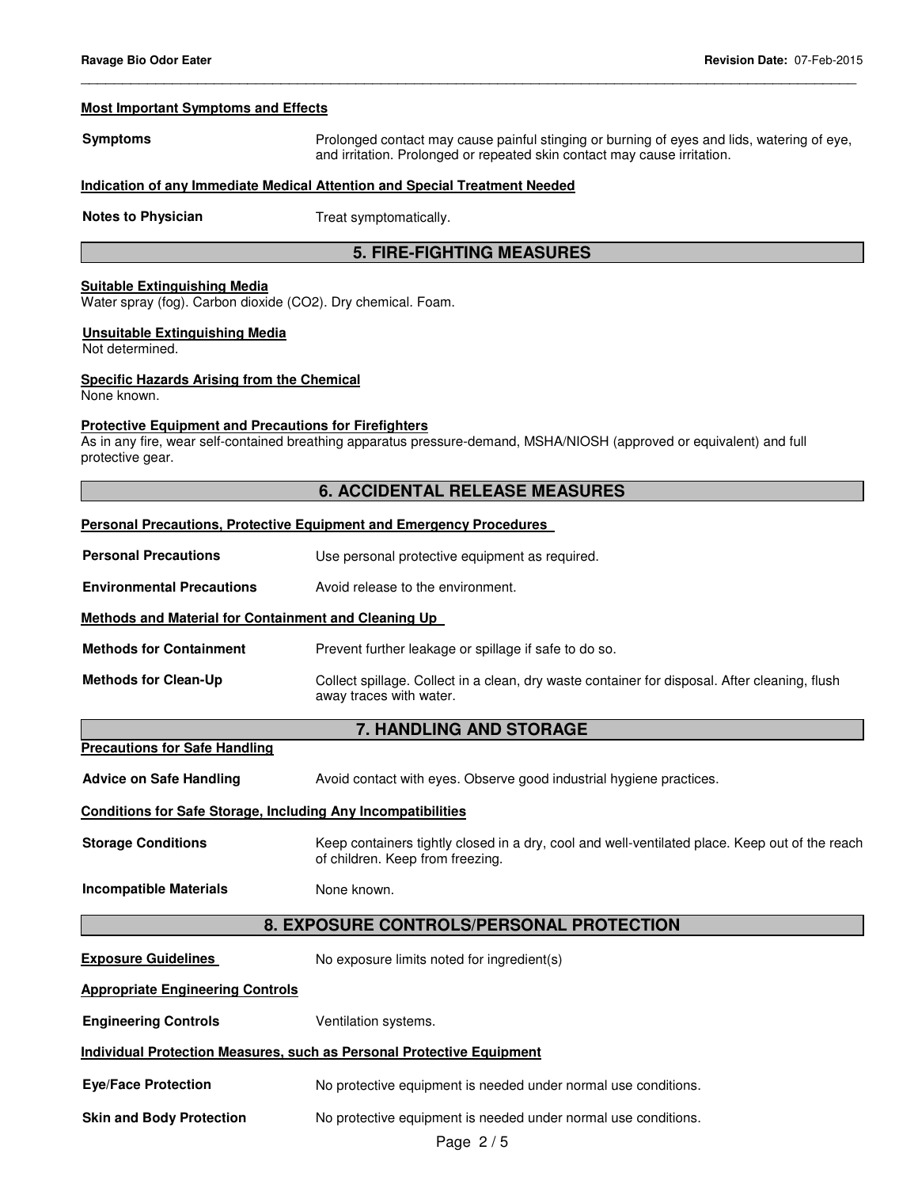#### Most Important Symptoms and Effects

**Symptoms** Prolonged contact may cause painful stinging or burning of eyes and lids, watering of eye, and irritation. Prolonged or repeated skin contact may cause irritation.

#### Indication of any Immediate Medical Attention and Special Treatment Needed

**Notes to Physician** Treat symptomatically.

## 5. FIRE-FIGHTING MEASURES

#### Suitable Extinguishing Media

Water spray (fog). Carbon dioxide ($CO_2$). Dry chemical. Foam.

#### Unsuitable Extinguishing Media

Not determined.

#### Specific Hazards Arising from the Chemical

None known.

#### Protective Equipment and Precautions for Firefighters

As in any fire, wear self-contained breathing apparatus pressure-demand, MSHA/NIOSH (approved or equivalent) and full protective gear.

## 6. ACCIDENTAL RELEASE MEASURES

#### Personal Precautions, Protective Equipment and Emergency Procedures

**Personal Precautions** Use personal protective equipment as required.

**Environmental Precautions** Avoid release to the environment.

#### Methods and Material for Containment and Cleaning Up

**Methods for Containment** Prevent further leakage or spillage if safe to do so.

**Methods for Clean-Up** Collect spillage. Collect in a clean, dry waste container for disposal. After cleaning, flush away traces with water.

## 7. HANDLING AND STORAGE

#### Precautions for Safe Handling

**Advice on Safe Handling** Avoid contact with eyes. Observe good industrial hygiene practices.

#### Conditions for Safe Storage, Including Any Incompatibilities

**Storage Conditions** Keep containers tightly closed in a dry, cool and well-ventilated place. Keep out of the reach of children. Keep from freezing.

**Incompatible Materials** None known.

## 8. EXPOSURE CONTROLS/PERSONAL PROTECTION

**Exposure Guidelines** No exposure limits noted for ingredient(s)

#### Appropriate Engineering Controls

**Engineering Controls** Ventilation systems.

#### Individual Protection Measures, such as Personal Protective Equipment

**Eye/Face Protection** No protective equipment is needed under normal use conditions.

**Skin and Body Protection** No protective equipment is needed under normal use conditions.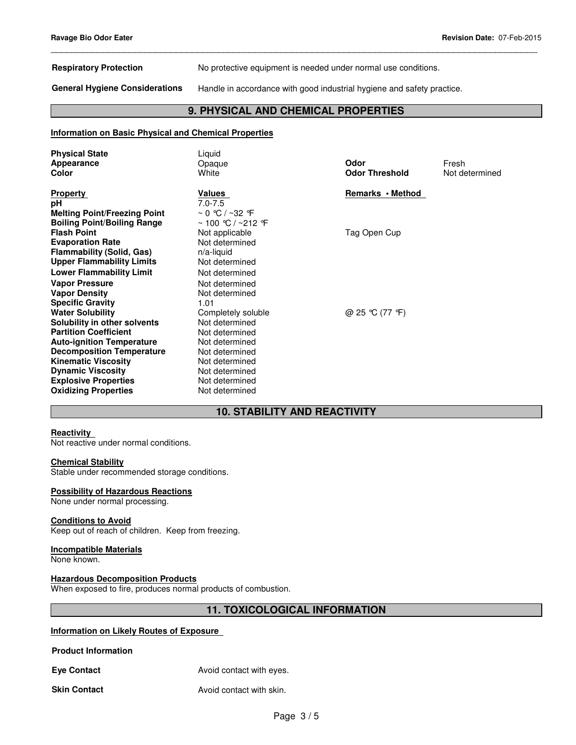**Respiratory Protection** No protective equipment is needed under normal use conditions.

**General Hygiene Considerations** Handle in accordance with good industrial hygiene and safety practice.

## 9. PHYSICAL AND CHEMICAL PROPERTIES

**Information on Basic Physical and Chemical Properties**

| | | | |
|---|---|---|---|
| **Physical State** | Liquid | | |
| **Appearance** | Opaque | **Odor** | Fresh |
| **Color** | White | **Odor Threshold** | Not determined |

| **Property** | **Values** | **Remarks • Method** |
|---|---|---|
| **pH** | 7.0-7.5 | |
| **Melting Point/Freezing Point** | ~ 0 °C / ~32 °F | |
| **Boiling Point/Boiling Range** | ~ 100 °C / ~212 °F | |
| **Flash Point** | Not applicable | Tag Open Cup |
| **Evaporation Rate** | Not determined | |
| **Flammability (Solid, Gas)** | n/a-liquid | |
| **Upper Flammability Limits** | Not determined | |
| **Lower Flammability Limit** | Not determined | |
| **Vapor Pressure** | Not determined | |
| **Vapor Density** | Not determined | |
| **Specific Gravity** | 1.01 | |
| **Water Solubility** | Completely soluble | @ 25 °C (77 °F) |
| **Solubility in other solvents** | Not determined | |
| **Partition Coefficient** | Not determined | |
| **Auto-ignition Temperature** | Not determined | |
| **Decomposition Temperature** | Not determined | |
| **Kinematic Viscosity** | Not determined | |
| **Dynamic Viscosity** | Not determined | |
| **Explosive Properties** | Not determined | |
| **Oxidizing Properties** | Not determined | |

## 10. STABILITY AND REACTIVITY

**Reactivity**
Not reactive under normal conditions.

**Chemical Stability**
Stable under recommended storage conditions.

**Possibility of Hazardous Reactions**
None under normal processing.

**Conditions to Avoid**
Keep out of reach of children. Keep from freezing.

**Incompatible Materials**
None known.

**Hazardous Decomposition Products**
When exposed to fire, produces normal products of combustion.

## 11. TOXICOLOGICAL INFORMATION

**Information on Likely Routes of Exposure**

**Product Information**

**Eye Contact** Avoid contact with eyes.

**Skin Contact** Avoid contact with skin.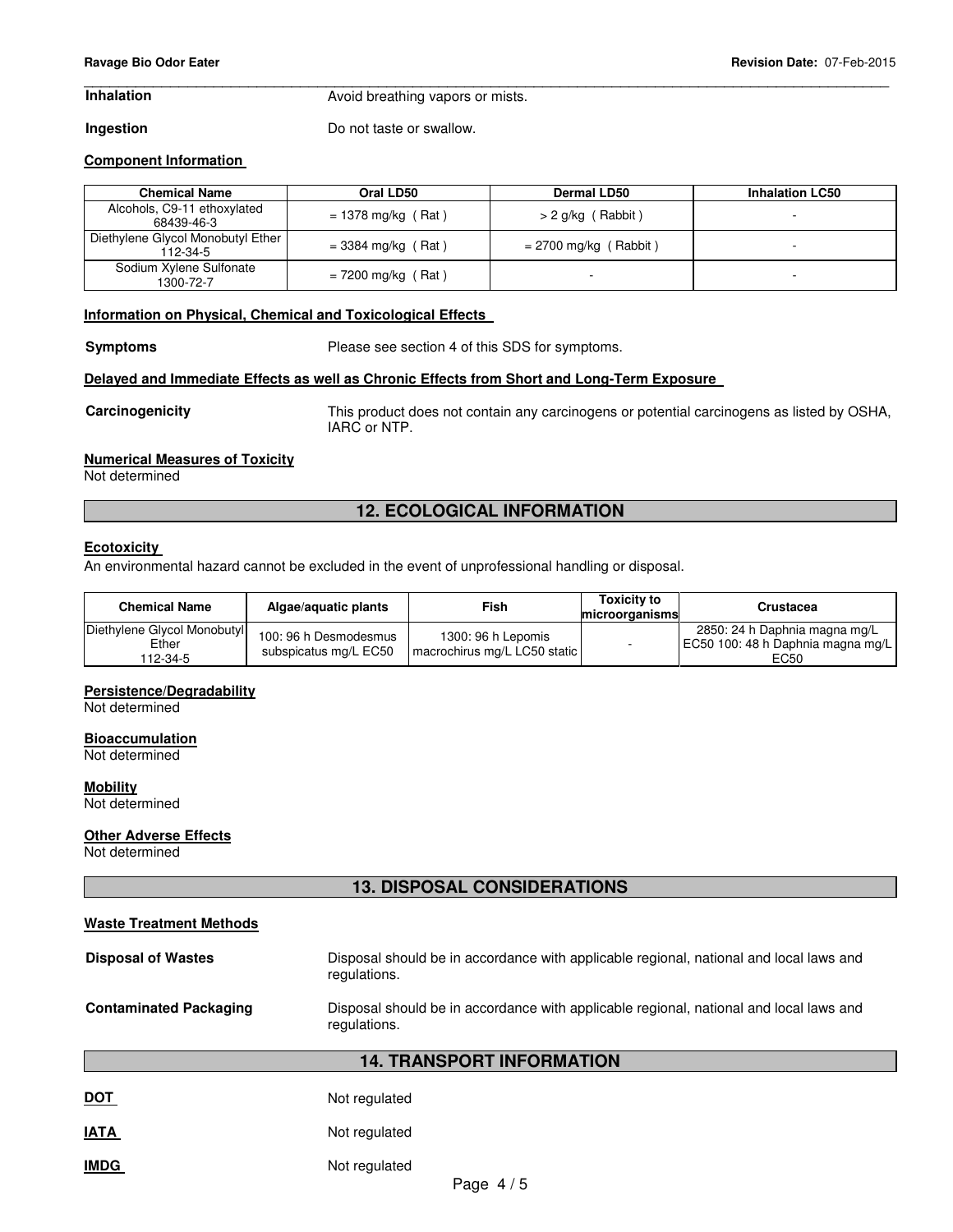| | |
|---|---|
| **Inhalation** | Avoid breathing vapors or mists. |
| **Ingestion** | Do not taste or swallow. |

**Component Information**

| Chemical Name | Oral LD50 | Dermal LD50 | Inhalation LC50 |
|---|---|---|---|
| Alcohols, C9-11 ethoxylated 68439-46-3 | = 1378 mg/kg ( Rat ) | > 2 g/kg ( Rabbit ) | - |
| Diethylene Glycol Monobutyl Ether 112-34-5 | = 3384 mg/kg ( Rat ) | = 2700 mg/kg ( Rabbit ) | - |
| Sodium Xylene Sulfonate 1300-72-7 | = 7200 mg/kg ( Rat ) | - | - |

**Information on Physical, Chemical and Toxicological Effects**

**Symptoms** Please see section 4 of this SDS for symptoms.

**Delayed and Immediate Effects as well as Chronic Effects from Short and Long-Term Exposure**

**Carcinogenicity** This product does not contain any carcinogens or potential carcinogens as listed by OSHA, IARC or NTP.

**Numerical Measures of Toxicity**

Not determined

## 12. ECOLOGICAL INFORMATION

**Ecotoxicity**

An environmental hazard cannot be excluded in the event of unprofessional handling or disposal.

| Chemical Name | Algae/aquatic plants | Fish | Toxicity to microorganisms | Crustacea |
|---|---|---|---|---|
| Diethylene Glycol Monobutyl Ether 112-34-5 | 100: 96 h Desmodesmus subspicatus mg/L EC50 | 1300: 96 h Lepomis macrochirus mg/L LC50 static | - | 2850: 24 h Daphnia magna mg/L EC50 100: 48 h Daphnia magna mg/L EC50 |

**Persistence/Degradability**

Not determined

**Bioaccumulation**

Not determined

**Mobility**

Not determined

**Other Adverse Effects**

Not determined

## 13. DISPOSAL CONSIDERATIONS

**Waste Treatment Methods**

**Disposal of Wastes** Disposal should be in accordance with applicable regional, national and local laws and regulations.

**Contaminated Packaging** Disposal should be in accordance with applicable regional, national and local laws and regulations.

## 14. TRANSPORT INFORMATION

**DOT** Not regulated

**IATA** Not regulated

**IMDG** Not regulated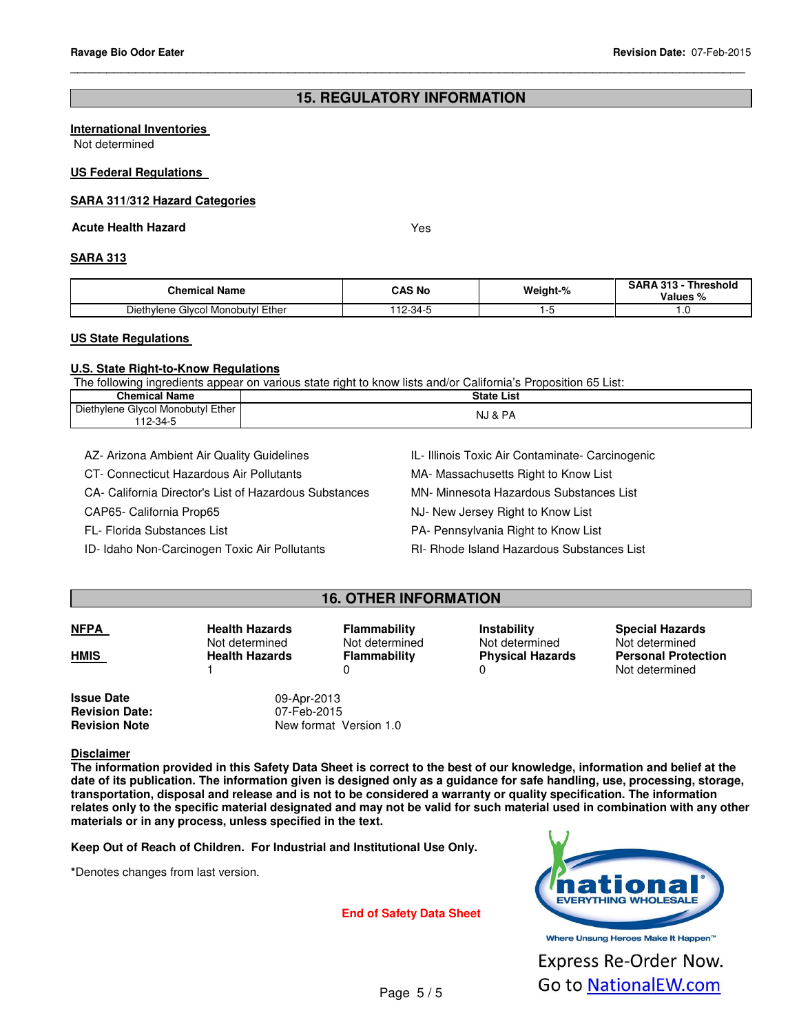## 15. REGULATORY INFORMATION

**International Inventories**
Not determined

**US Federal Regulations**

**SARA 311/312 Hazard Categories**

**Acute Health Hazard** Yes

**SARA 313**

| Chemical Name | CAS No | Weight-% | SARA 313 - Threshold Values % |
|---|---|---|---|
| Diethylene Glycol Monobutyl Ether | 112-34-5 | 1-5 | 1.0 |

**US State Regulations**

**U.S. State Right-to-Know Regulations**
The following ingredients appear on various state right to know lists and/or California's Proposition 65 List:

| Chemical Name | State List |
|---|---|
| Diethylene Glycol Monobutyl Ether 112-34-5 | NJ & PA |

- AZ- Arizona Ambient Air Quality Guidelines
- CT- Connecticut Hazardous Air Pollutants
- CA- California Director's List of Hazardous Substances
- CAP65- California Prop65
- FL- Florida Substances List
- ID- Idaho Non-Carcinogen Toxic Air Pollutants
- IL- Illinois Toxic Air Contaminate- Carcinogenic
- MA- Massachusetts Right to Know List
- MN- Minnesota Hazardous Substances List
- NJ- New Jersey Right to Know List
- PA- Pennsylvania Right to Know List
- RI- Rhode Island Hazardous Substances List

## 16. OTHER INFORMATION

| | | | | |
|---|---|---|---|---|
| **NFPA** | **Health Hazards** Not determined | **Flammability** Not determined | **Instability** Not determined | **Special Hazards** Not determined |
| **HMIS** | **Health Hazards** 1 | **Flammability** 0 | **Physical Hazards** 0 | **Personal Protection** Not determined |

**Issue Date** 09-Apr-2013
**Revision Date:** 07-Feb-2015
**Revision Note** New format Version 1.0

**Disclaimer**
**The information provided in this Safety Data Sheet is correct to the best of our knowledge, information and belief at the date of its publication. The information given is designed only as a guidance for safe handling, use, processing, storage, transportation, disposal and release and is not to be considered a warranty or quality specification. The information relates only to the specific material designated and may not be valid for such material used in combination with any other materials or in any process, unless specified in the text.**

**Keep Out of Reach of Children. For Industrial and Institutional Use Only.**

*Denotes changes from last version.

**End of Safety Data Sheet**

national® EVERYTHING WHOLESALE
Where Unsung Heroes Make It Happen™
Express Re-Order Now.
Go to NationalEW.com